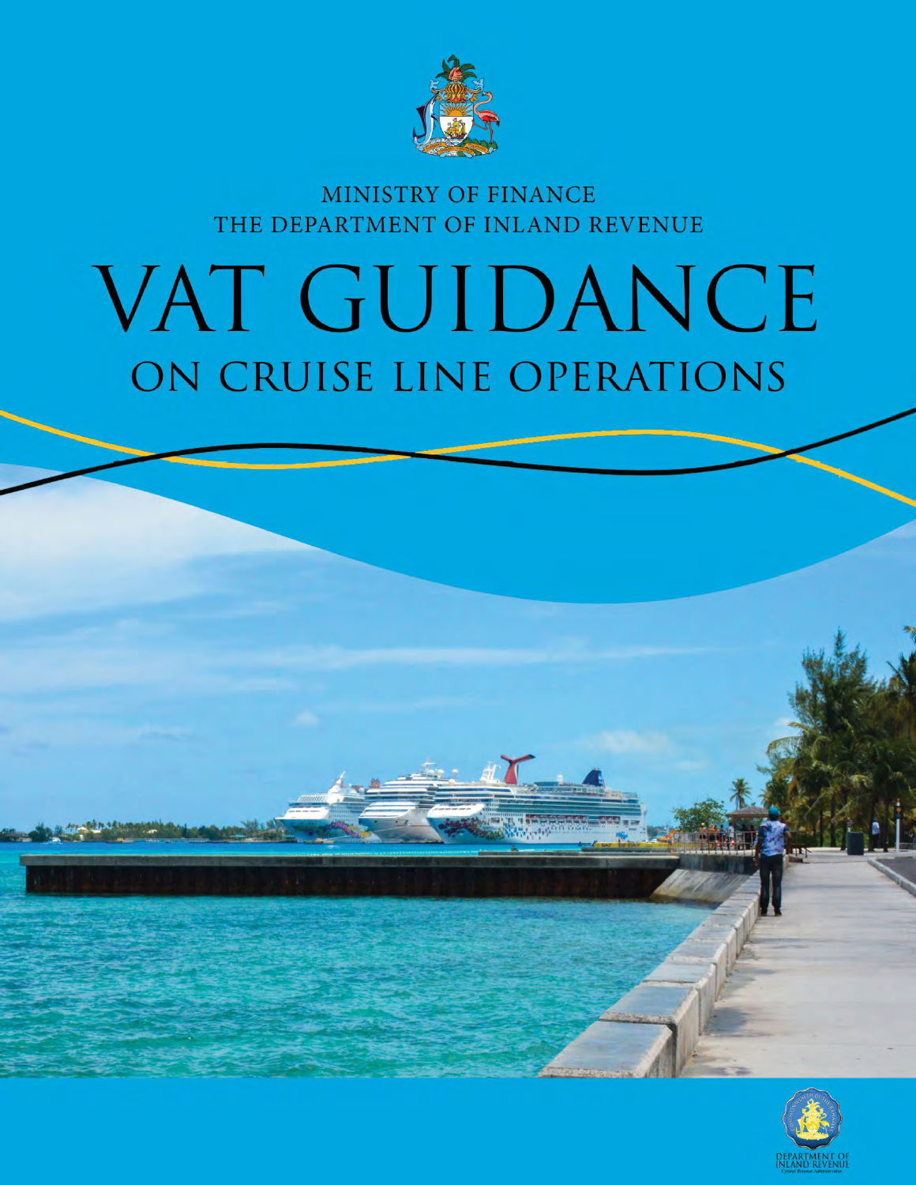MINISTRY OF FINANCE

THE DEPARTMENT OF INLAND REVENUE

# VAT GUIDANCE

## ON CRUISE LINE OPERATIONS

DEPARTMENT OF INLAND REVENUE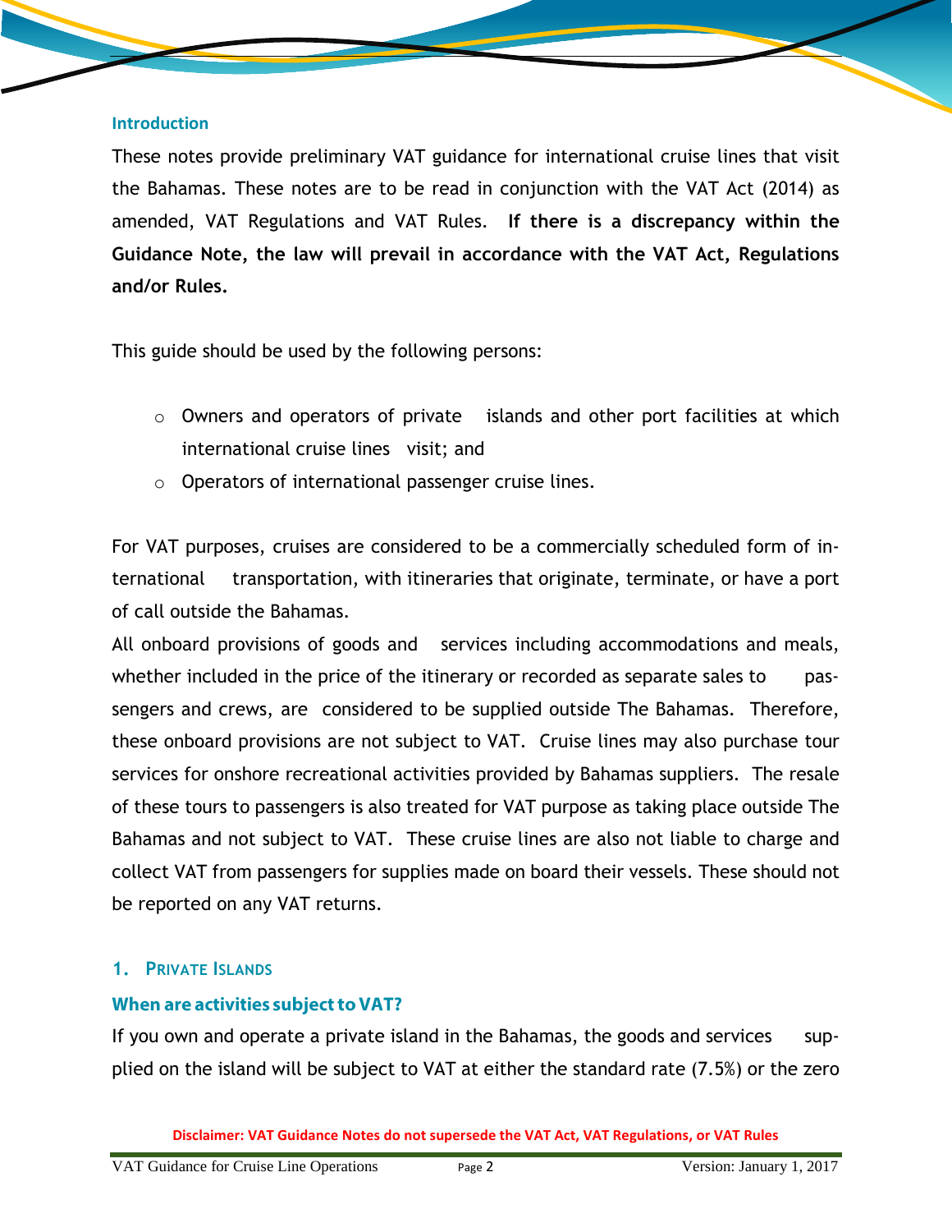## Introduction

These notes provide preliminary VAT guidance for international cruise lines that visit the Bahamas. These notes are to be read in conjunction with the VAT Act (2014) as amended, VAT Regulations and VAT Rules. **If there is a discrepancy within the Guidance Note, the law will prevail in accordance with the VAT Act, Regulations and/or Rules.**

This guide should be used by the following persons:

- Owners and operators of private islands and other port facilities at which international cruise lines visit; and
- Operators of international passenger cruise lines.

For VAT purposes, cruises are considered to be a commercially scheduled form of international transportation, with itineraries that originate, terminate, or have a port of call outside the Bahamas.

All onboard provisions of goods and services including accommodations and meals, whether included in the price of the itinerary or recorded as separate sales to passengers and crews, are considered to be supplied outside The Bahamas. Therefore, these onboard provisions are not subject to VAT. Cruise lines may also purchase tour services for onshore recreational activities provided by Bahamas suppliers. The resale of these tours to passengers is also treated for VAT purpose as taking place outside The Bahamas and not subject to VAT. These cruise lines are also not liable to charge and collect VAT from passengers for supplies made on board their vessels. These should not be reported on any VAT returns.

## 1. Private Islands

### When are activities subject to VAT?

If you own and operate a private island in the Bahamas, the goods and services supplied on the island will be subject to VAT at either the standard rate (7.5%) or the zero

Disclaimer: VAT Guidance Notes do not supersede the VAT Act, VAT Regulations, or VAT Rules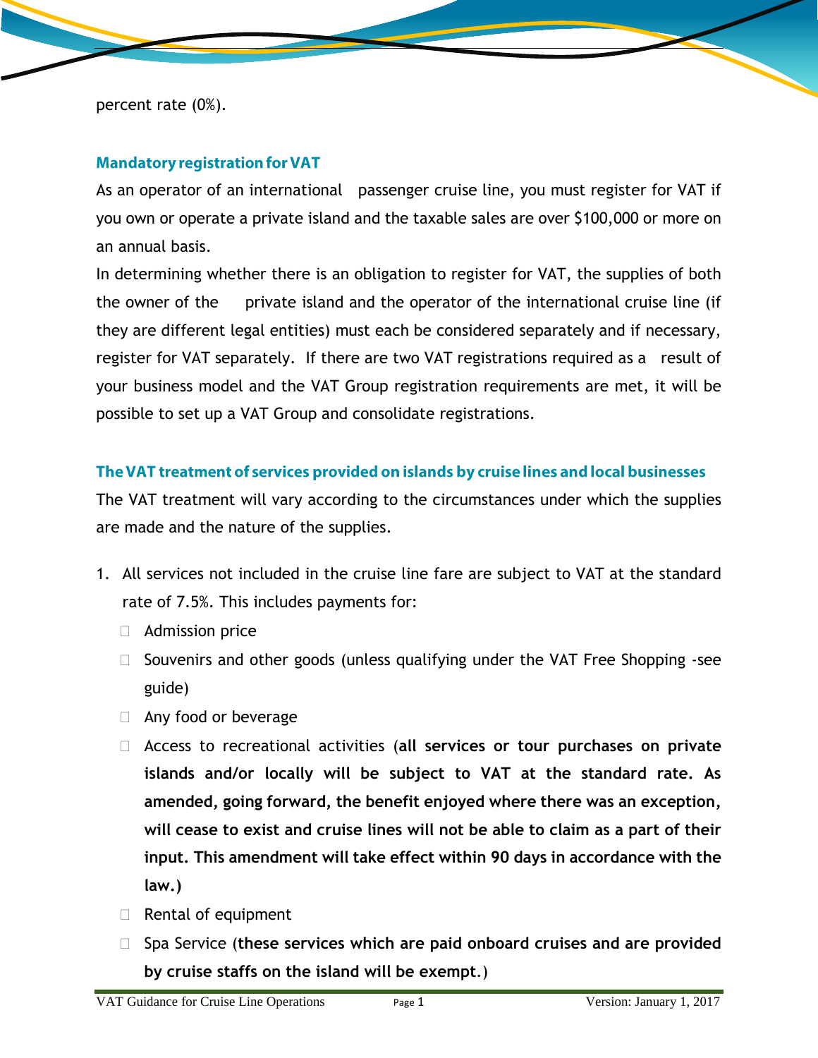percent rate (0%).

### Mandatory registration for VAT

As an operator of an international passenger cruise line, you must register for VAT if you own or operate a private island and the taxable sales are over $100,000 or more on an annual basis.

In determining whether there is an obligation to register for VAT, the supplies of both the owner of the private island and the operator of the international cruise line (if they are different legal entities) must each be considered separately and if necessary, register for VAT separately. If there are two VAT registrations required as a result of your business model and the VAT Group registration requirements are met, it will be possible to set up a VAT Group and consolidate registrations.

### The VAT treatment of services provided on islands by cruise lines and local businesses

The VAT treatment will vary according to the circumstances under which the supplies are made and the nature of the supplies.

1. All services not included in the cruise line fare are subject to VAT at the standard rate of 7.5%. This includes payments for:
   - Admission price
   - Souvenirs and other goods (unless qualifying under the VAT Free Shopping -see guide)
   - Any food or beverage
   - Access to recreational activities (**all services or tour purchases on private islands and/or locally will be subject to VAT at the standard rate. As amended, going forward, the benefit enjoyed where there was an exception, will cease to exist and cruise lines will not be able to claim as a part of their input. This amendment will take effect within 90 days in accordance with the law.**)
   - Rental of equipment
   - Spa Service (**these services which are paid onboard cruises and are provided by cruise staffs on the island will be exempt**.)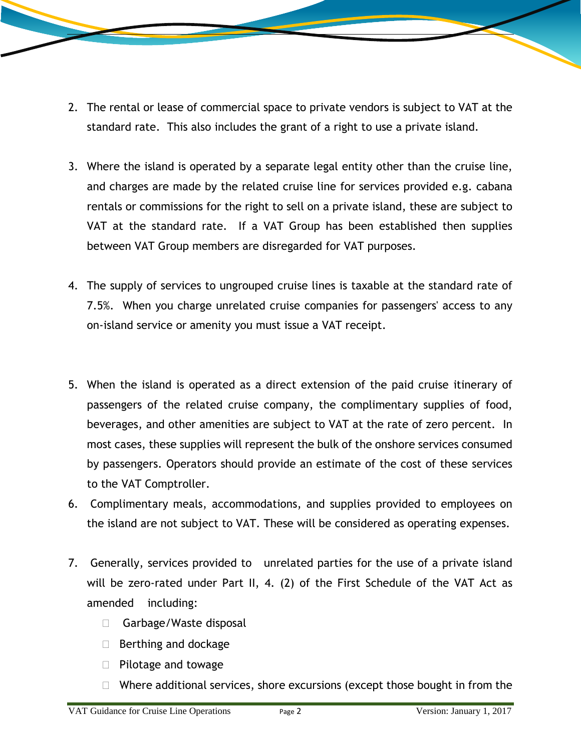2. The rental or lease of commercial space to private vendors is subject to VAT at the standard rate. This also includes the grant of a right to use a private island.

3. Where the island is operated by a separate legal entity other than the cruise line, and charges are made by the related cruise line for services provided e.g. cabana rentals or commissions for the right to sell on a private island, these are subject to VAT at the standard rate. If a VAT Group has been established then supplies between VAT Group members are disregarded for VAT purposes.

4. The supply of services to ungrouped cruise lines is taxable at the standard rate of 7.5%. When you charge unrelated cruise companies for passengers' access to any on-island service or amenity you must issue a VAT receipt.

5. When the island is operated as a direct extension of the paid cruise itinerary of passengers of the related cruise company, the complimentary supplies of food, beverages, and other amenities are subject to VAT at the rate of zero percent. In most cases, these supplies will represent the bulk of the onshore services consumed by passengers. Operators should provide an estimate of the cost of these services to the VAT Comptroller.
6. Complimentary meals, accommodations, and supplies provided to employees on the island are not subject to VAT. These will be considered as operating expenses.

7. Generally, services provided to unrelated parties for the use of a private island will be zero-rated under Part II, 4. (2) of the First Schedule of the VAT Act as amended including:
   - Garbage/Waste disposal
   - Berthing and dockage
   - Pilotage and towage
   - Where additional services, shore excursions (except those bought in from the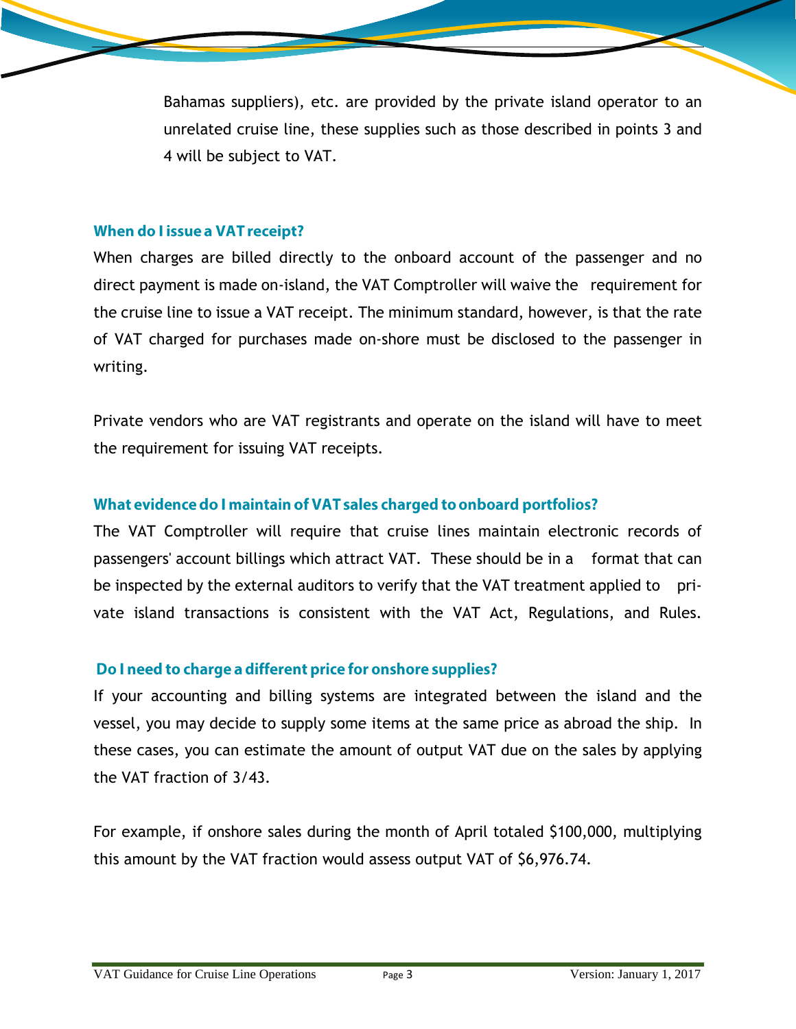Bahamas suppliers), etc. are provided by the private island operator to an unrelated cruise line, these supplies such as those described in points 3 and 4 will be subject to VAT.

### When do I issue a VAT receipt?

When charges are billed directly to the onboard account of the passenger and no direct payment is made on-island, the VAT Comptroller will waive the requirement for the cruise line to issue a VAT receipt. The minimum standard, however, is that the rate of VAT charged for purchases made on-shore must be disclosed to the passenger in writing.

Private vendors who are VAT registrants and operate on the island will have to meet the requirement for issuing VAT receipts.

### What evidence do I maintain of VAT sales charged to onboard portfolios?

The VAT Comptroller will require that cruise lines maintain electronic records of passengers' account billings which attract VAT. These should be in a format that can be inspected by the external auditors to verify that the VAT treatment applied to private island transactions is consistent with the VAT Act, Regulations, and Rules.

### Do I need to charge a different price for onshore supplies?

If your accounting and billing systems are integrated between the island and the vessel, you may decide to supply some items at the same price as abroad the ship. In these cases, you can estimate the amount of output VAT due on the sales by applying the VAT fraction of 3/43.

For example, if onshore sales during the month of April totaled $100,000, multiplying this amount by the VAT fraction would assess output VAT of $6,976.74.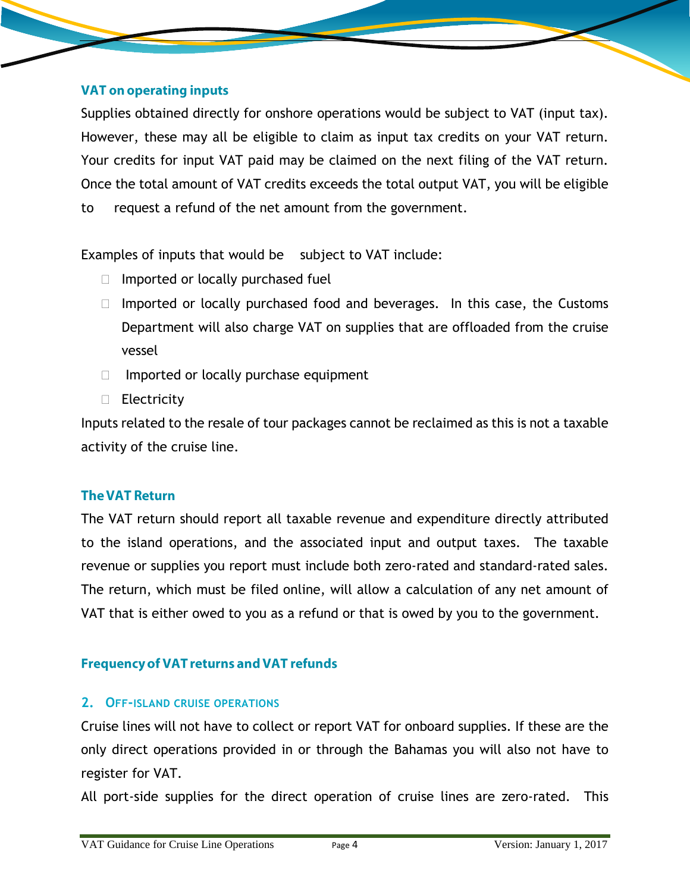### VAT on operating inputs

Supplies obtained directly for onshore operations would be subject to VAT (input tax). However, these may all be eligible to claim as input tax credits on your VAT return. Your credits for input VAT paid may be claimed on the next filing of the VAT return. Once the total amount of VAT credits exceeds the total output VAT, you will be eligible to request a refund of the net amount from the government.

Examples of inputs that would be subject to VAT include:

- Imported or locally purchased fuel
- Imported or locally purchased food and beverages. In this case, the Customs Department will also charge VAT on supplies that are offloaded from the cruise vessel
- Imported or locally purchase equipment
- Electricity

Inputs related to the resale of tour packages cannot be reclaimed as this is not a taxable activity of the cruise line.

### The VAT Return

The VAT return should report all taxable revenue and expenditure directly attributed to the island operations, and the associated input and output taxes. The taxable revenue or supplies you report must include both zero-rated and standard-rated sales. The return, which must be filed online, will allow a calculation of any net amount of VAT that is either owed to you as a refund or that is owed by you to the government.

### Frequency of VAT returns and VAT refunds

## 2. Off-island cruise operations

Cruise lines will not have to collect or report VAT for onboard supplies. If these are the only direct operations provided in or through the Bahamas you will also not have to register for VAT.

All port-side supplies for the direct operation of cruise lines are zero-rated. This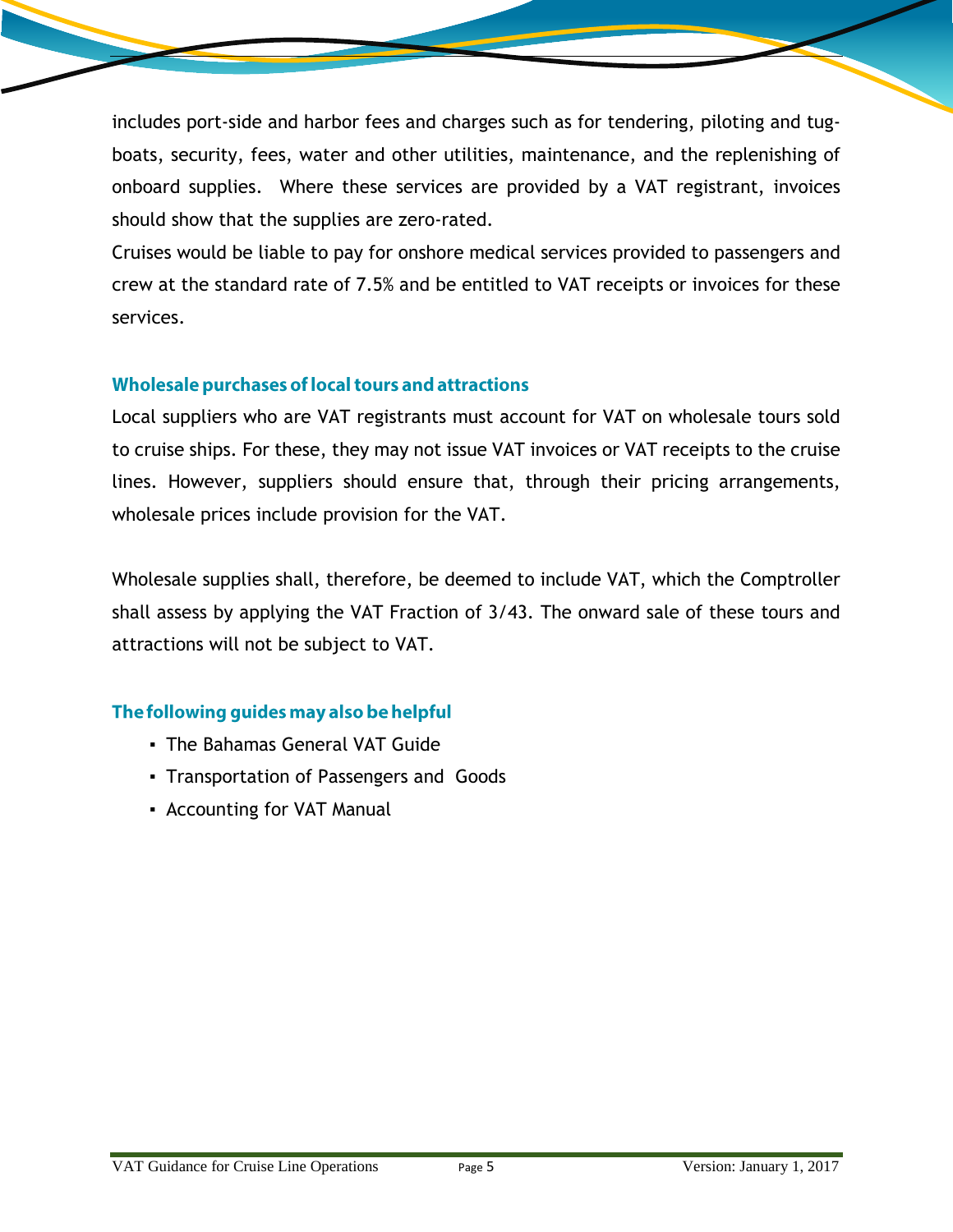includes port-side and harbor fees and charges such as for tendering, piloting and tug-boats, security, fees, water and other utilities, maintenance, and the replenishing of onboard supplies. Where these services are provided by a VAT registrant, invoices should show that the supplies are zero-rated.

Cruises would be liable to pay for onshore medical services provided to passengers and crew at the standard rate of 7.5% and be entitled to VAT receipts or invoices for these services.

## Wholesale purchases of local tours and attractions

Local suppliers who are VAT registrants must account for VAT on wholesale tours sold to cruise ships. For these, they may not issue VAT invoices or VAT receipts to the cruise lines. However, suppliers should ensure that, through their pricing arrangements, wholesale prices include provision for the VAT.

Wholesale supplies shall, therefore, be deemed to include VAT, which the Comptroller shall assess by applying the VAT Fraction of 3/43. The onward sale of these tours and attractions will not be subject to VAT.

## The following guides may also be helpful

- The Bahamas General VAT Guide
- Transportation of Passengers and Goods
- Accounting for VAT Manual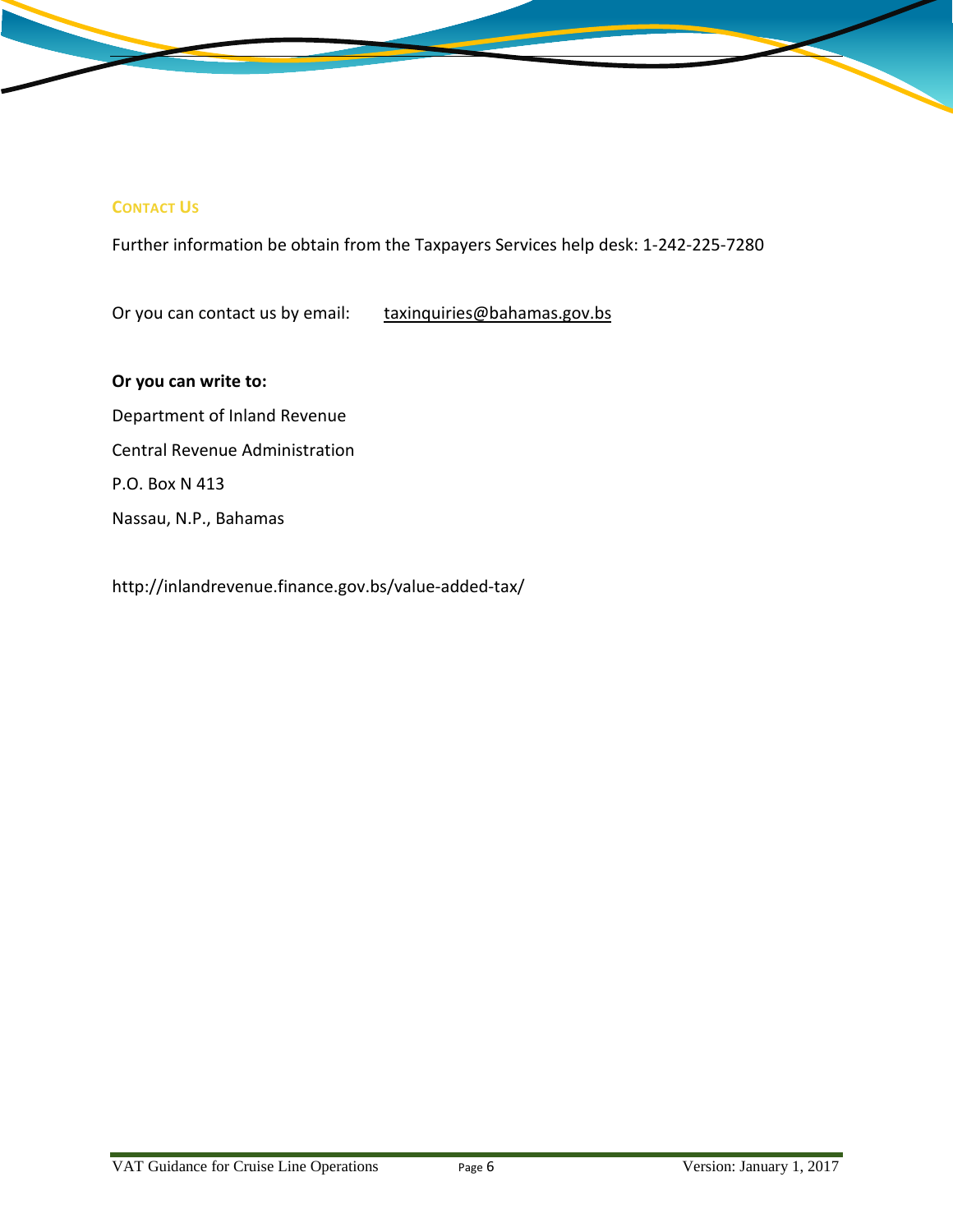## Contact Us

Further information be obtain from the Taxpayers Services help desk: 1-242-225-7280

Or you can contact us by email: taxinquiries@bahamas.gov.bs

**Or you can write to:**

Department of Inland Revenue

Central Revenue Administration

P.O. Box N 413

Nassau, N.P., Bahamas

http://inlandrevenue.finance.gov.bs/value-added-tax/